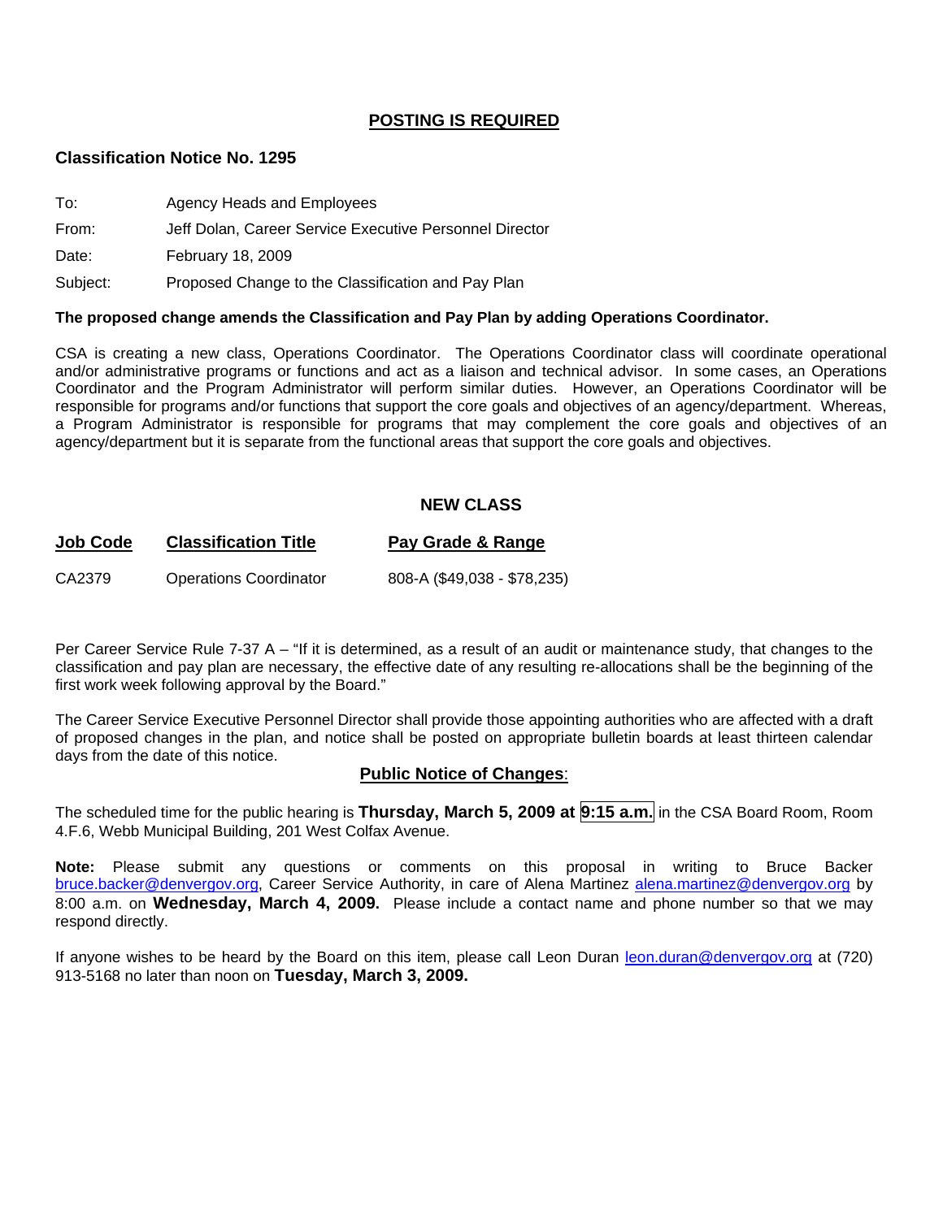**POSTING IS REQUIRED**

**Classification Notice No. 1295**

To: Agency Heads and Employees

From: Jeff Dolan, Career Service Executive Personnel Director

Date: February 18, 2009

Subject: Proposed Change to the Classification and Pay Plan

**The proposed change amends the Classification and Pay Plan by adding Operations Coordinator.**

CSA is creating a new class, Operations Coordinator. The Operations Coordinator class will coordinate operational and/or administrative programs or functions and act as a liaison and technical advisor. In some cases, an Operations Coordinator and the Program Administrator will perform similar duties. However, an Operations Coordinator will be responsible for programs and/or functions that support the core goals and objectives of an agency/department. Whereas, a Program Administrator is responsible for programs that may complement the core goals and objectives of an agency/department but it is separate from the functional areas that support the core goals and objectives.

**NEW CLASS**

| Job Code | Classification Title | Pay Grade & Range |
|---|---|---|
| CA2379 | Operations Coordinator | 808-A ($49,038 - $78,235) |

Per Career Service Rule 7-37 A – "If it is determined, as a result of an audit or maintenance study, that changes to the classification and pay plan are necessary, the effective date of any resulting re-allocations shall be the beginning of the first work week following approval by the Board."

The Career Service Executive Personnel Director shall provide those appointing authorities who are affected with a draft of proposed changes in the plan, and notice shall be posted on appropriate bulletin boards at least thirteen calendar days from the date of this notice.

**Public Notice of Changes**:

The scheduled time for the public hearing is **Thursday, March 5, 2009 at 9:15 a.m.** in the CSA Board Room, Room 4.F.6, Webb Municipal Building, 201 West Colfax Avenue.

**Note:** Please submit any questions or comments on this proposal in writing to Bruce Backer bruce.backer@denvergov.org, Career Service Authority, in care of Alena Martinez alena.martinez@denvergov.org by 8:00 a.m. on **Wednesday, March 4, 2009.** Please include a contact name and phone number so that we may respond directly.

If anyone wishes to be heard by the Board on this item, please call Leon Duran leon.duran@denvergov.org at (720) 913-5168 no later than noon on **Tuesday, March 3, 2009.**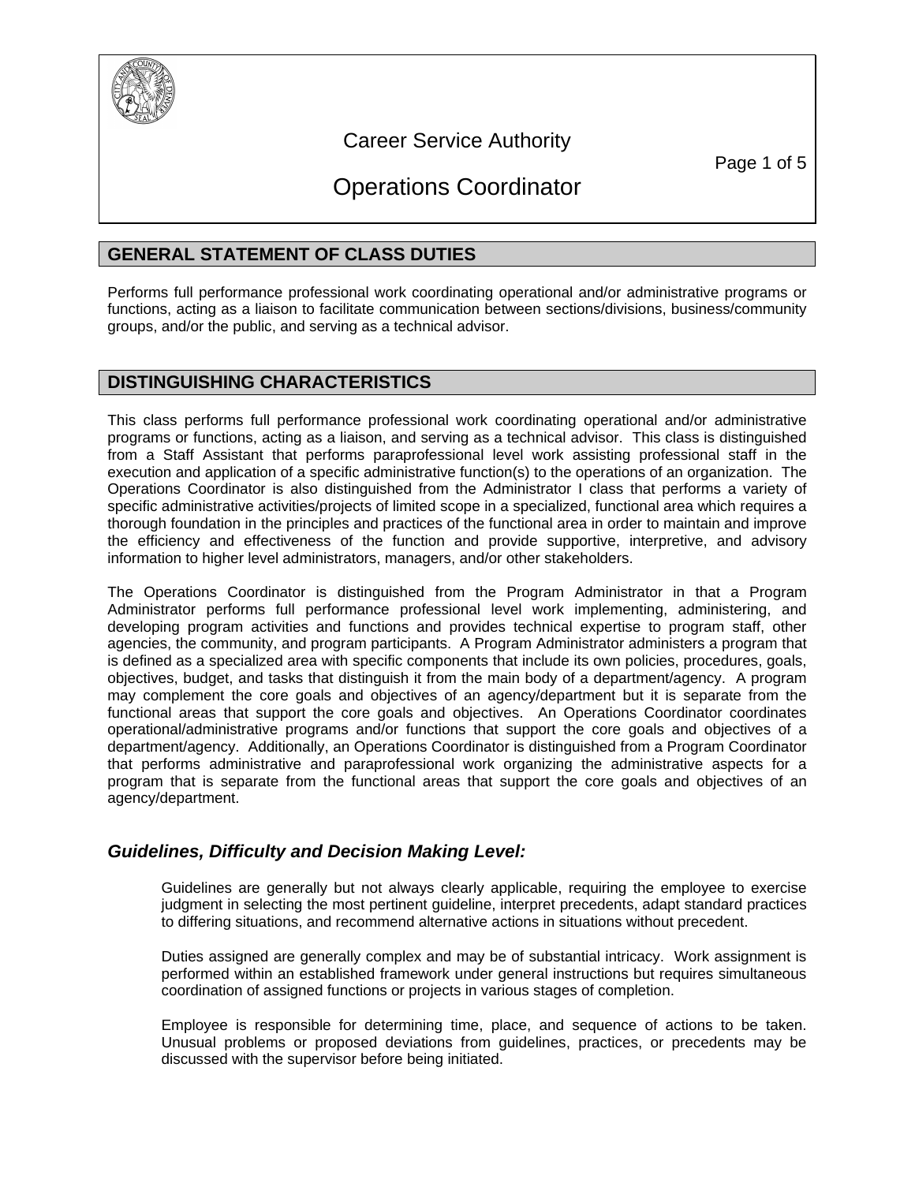# Career Service Authority

# Operations Coordinator

## GENERAL STATEMENT OF CLASS DUTIES

Performs full performance professional work coordinating operational and/or administrative programs or functions, acting as a liaison to facilitate communication between sections/divisions, business/community groups, and/or the public, and serving as a technical advisor.

## DISTINGUISHING CHARACTERISTICS

This class performs full performance professional work coordinating operational and/or administrative programs or functions, acting as a liaison, and serving as a technical advisor. This class is distinguished from a Staff Assistant that performs paraprofessional level work assisting professional staff in the execution and application of a specific administrative function(s) to the operations of an organization. The Operations Coordinator is also distinguished from the Administrator I class that performs a variety of specific administrative activities/projects of limited scope in a specialized, functional area which requires a thorough foundation in the principles and practices of the functional area in order to maintain and improve the efficiency and effectiveness of the function and provide supportive, interpretive, and advisory information to higher level administrators, managers, and/or other stakeholders.

The Operations Coordinator is distinguished from the Program Administrator in that a Program Administrator performs full performance professional level work implementing, administering, and developing program activities and functions and provides technical expertise to program staff, other agencies, the community, and program participants. A Program Administrator administers a program that is defined as a specialized area with specific components that include its own policies, procedures, goals, objectives, budget, and tasks that distinguish it from the main body of a department/agency. A program may complement the core goals and objectives of an agency/department but it is separate from the functional areas that support the core goals and objectives. An Operations Coordinator coordinates operational/administrative programs and/or functions that support the core goals and objectives of a department/agency. Additionally, an Operations Coordinator is distinguished from a Program Coordinator that performs administrative and paraprofessional work organizing the administrative aspects for a program that is separate from the functional areas that support the core goals and objectives of an agency/department.

### *Guidelines, Difficulty and Decision Making Level:*

Guidelines are generally but not always clearly applicable, requiring the employee to exercise judgment in selecting the most pertinent guideline, interpret precedents, adapt standard practices to differing situations, and recommend alternative actions in situations without precedent.

Duties assigned are generally complex and may be of substantial intricacy. Work assignment is performed within an established framework under general instructions but requires simultaneous coordination of assigned functions or projects in various stages of completion.

Employee is responsible for determining time, place, and sequence of actions to be taken. Unusual problems or proposed deviations from guidelines, practices, or precedents may be discussed with the supervisor before being initiated.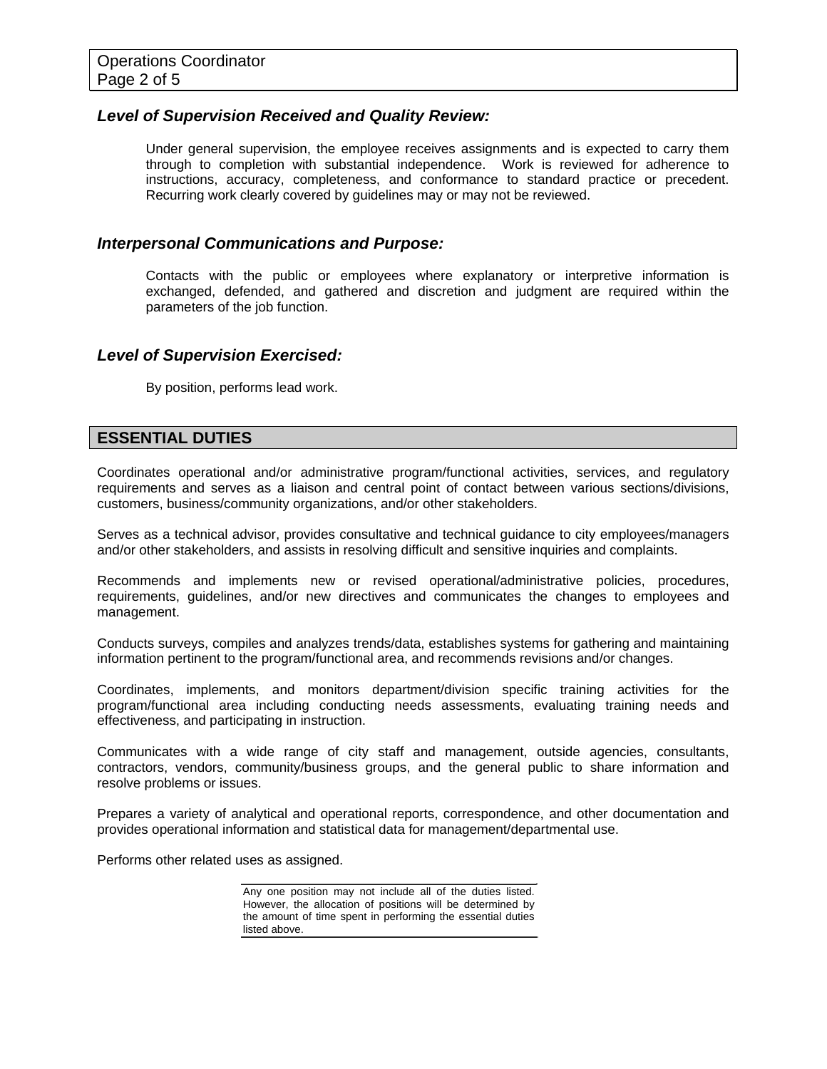### *Level of Supervision Received and Quality Review:*

Under general supervision, the employee receives assignments and is expected to carry them through to completion with substantial independence. Work is reviewed for adherence to instructions, accuracy, completeness, and conformance to standard practice or precedent. Recurring work clearly covered by guidelines may or may not be reviewed.

### *Interpersonal Communications and Purpose:*

Contacts with the public or employees where explanatory or interpretive information is exchanged, defended, and gathered and discretion and judgment are required within the parameters of the job function.

### *Level of Supervision Exercised:*

By position, performs lead work.

## ESSENTIAL DUTIES

Coordinates operational and/or administrative program/functional activities, services, and regulatory requirements and serves as a liaison and central point of contact between various sections/divisions, customers, business/community organizations, and/or other stakeholders.

Serves as a technical advisor, provides consultative and technical guidance to city employees/managers and/or other stakeholders, and assists in resolving difficult and sensitive inquiries and complaints.

Recommends and implements new or revised operational/administrative policies, procedures, requirements, guidelines, and/or new directives and communicates the changes to employees and management.

Conducts surveys, compiles and analyzes trends/data, establishes systems for gathering and maintaining information pertinent to the program/functional area, and recommends revisions and/or changes.

Coordinates, implements, and monitors department/division specific training activities for the program/functional area including conducting needs assessments, evaluating training needs and effectiveness, and participating in instruction.

Communicates with a wide range of city staff and management, outside agencies, consultants, contractors, vendors, community/business groups, and the general public to share information and resolve problems or issues.

Prepares a variety of analytical and operational reports, correspondence, and other documentation and provides operational information and statistical data for management/departmental use.

Performs other related uses as assigned.

Any one position may not include all of the duties listed. However, the allocation of positions will be determined by the amount of time spent in performing the essential duties listed above.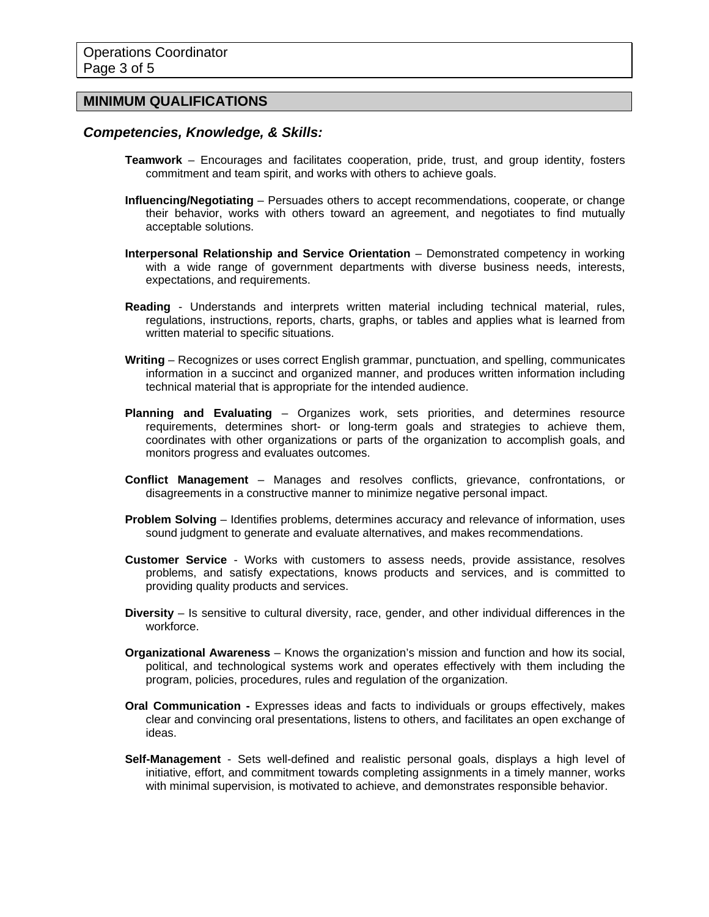## MINIMUM QUALIFICATIONS

### *Competencies, Knowledge, & Skills:*

**Teamwork** – Encourages and facilitates cooperation, pride, trust, and group identity, fosters commitment and team spirit, and works with others to achieve goals.

**Influencing/Negotiating** – Persuades others to accept recommendations, cooperate, or change their behavior, works with others toward an agreement, and negotiates to find mutually acceptable solutions.

**Interpersonal Relationship and Service Orientation** – Demonstrated competency in working with a wide range of government departments with diverse business needs, interests, expectations, and requirements.

**Reading** - Understands and interprets written material including technical material, rules, regulations, instructions, reports, charts, graphs, or tables and applies what is learned from written material to specific situations.

**Writing** – Recognizes or uses correct English grammar, punctuation, and spelling, communicates information in a succinct and organized manner, and produces written information including technical material that is appropriate for the intended audience.

**Planning and Evaluating** – Organizes work, sets priorities, and determines resource requirements, determines short- or long-term goals and strategies to achieve them, coordinates with other organizations or parts of the organization to accomplish goals, and monitors progress and evaluates outcomes.

**Conflict Management** – Manages and resolves conflicts, grievance, confrontations, or disagreements in a constructive manner to minimize negative personal impact.

**Problem Solving** – Identifies problems, determines accuracy and relevance of information, uses sound judgment to generate and evaluate alternatives, and makes recommendations.

**Customer Service** - Works with customers to assess needs, provide assistance, resolves problems, and satisfy expectations, knows products and services, and is committed to providing quality products and services.

**Diversity** – Is sensitive to cultural diversity, race, gender, and other individual differences in the workforce.

**Organizational Awareness** – Knows the organization's mission and function and how its social, political, and technological systems work and operates effectively with them including the program, policies, procedures, rules and regulation of the organization.

**Oral Communication -** Expresses ideas and facts to individuals or groups effectively, makes clear and convincing oral presentations, listens to others, and facilitates an open exchange of ideas.

**Self-Management** - Sets well-defined and realistic personal goals, displays a high level of initiative, effort, and commitment towards completing assignments in a timely manner, works with minimal supervision, is motivated to achieve, and demonstrates responsible behavior.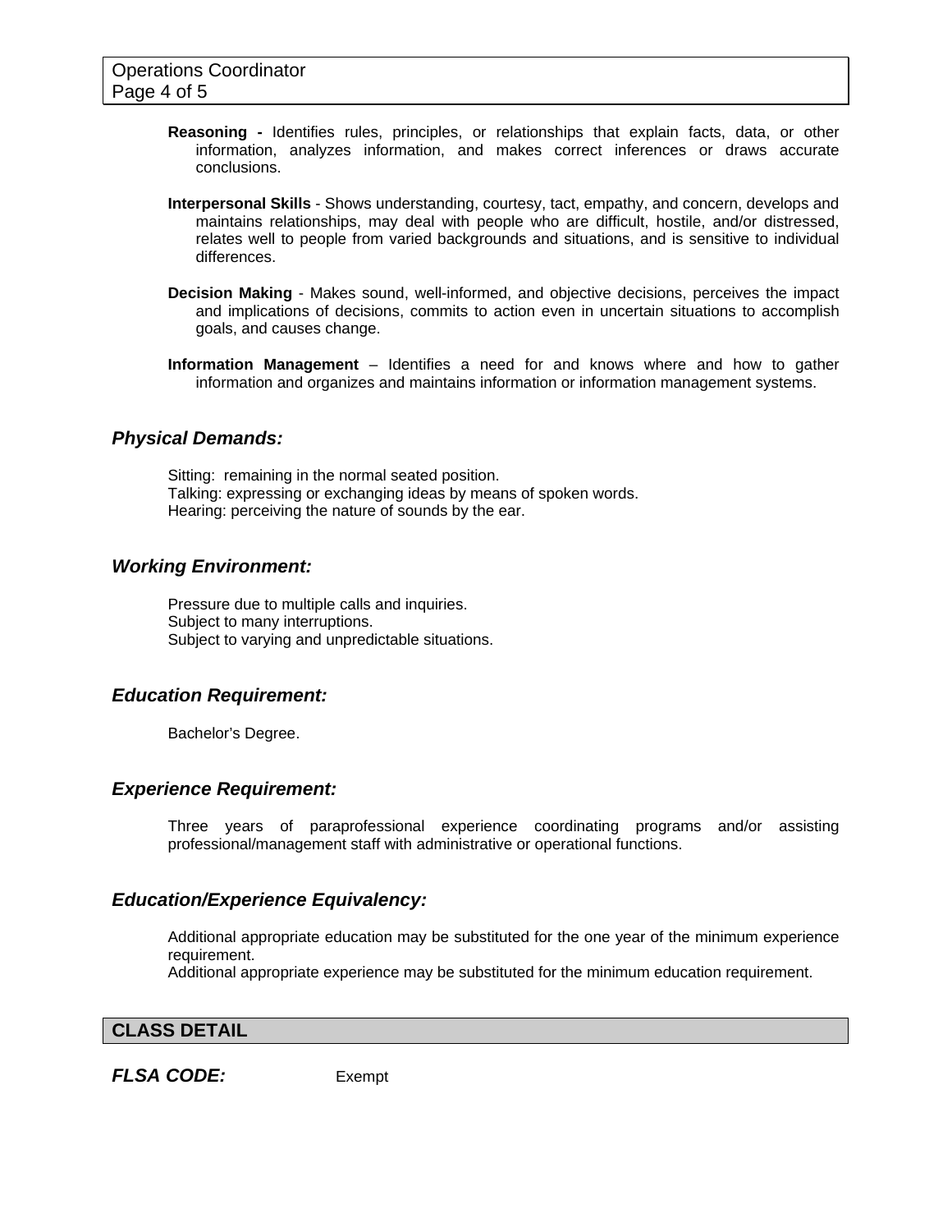**Reasoning -** Identifies rules, principles, or relationships that explain facts, data, or other information, analyzes information, and makes correct inferences or draws accurate conclusions.

**Interpersonal Skills** - Shows understanding, courtesy, tact, empathy, and concern, develops and maintains relationships, may deal with people who are difficult, hostile, and/or distressed, relates well to people from varied backgrounds and situations, and is sensitive to individual differences.

**Decision Making** - Makes sound, well-informed, and objective decisions, perceives the impact and implications of decisions, commits to action even in uncertain situations to accomplish goals, and causes change.

**Information Management** – Identifies a need for and knows where and how to gather information and organizes and maintains information or information management systems.

### *Physical Demands:*

Sitting: remaining in the normal seated position.
Talking: expressing or exchanging ideas by means of spoken words.
Hearing: perceiving the nature of sounds by the ear.

### *Working Environment:*

Pressure due to multiple calls and inquiries.
Subject to many interruptions.
Subject to varying and unpredictable situations.

### *Education Requirement:*

Bachelor's Degree.

### *Experience Requirement:*

Three years of paraprofessional experience coordinating programs and/or assisting professional/management staff with administrative or operational functions.

### *Education/Experience Equivalency:*

Additional appropriate education may be substituted for the one year of the minimum experience requirement.
Additional appropriate experience may be substituted for the minimum education requirement.

## CLASS DETAIL

***FLSA CODE:*** Exempt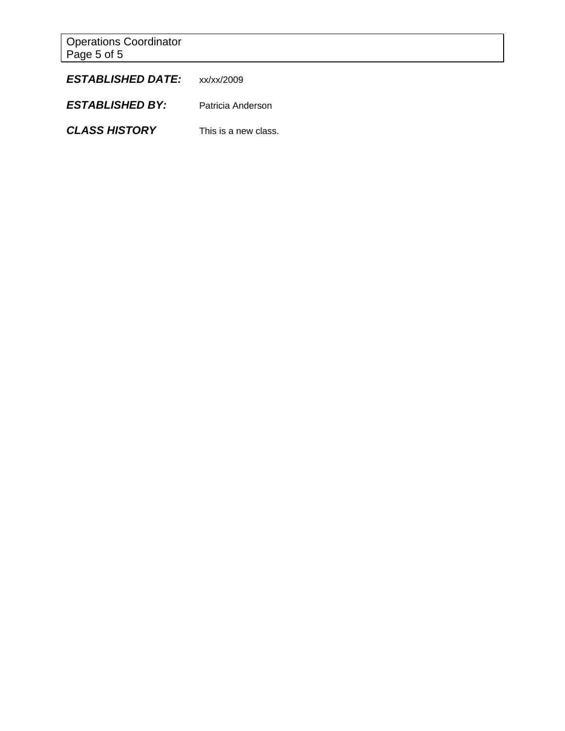***ESTABLISHED DATE:*** xx/xx/2009

***ESTABLISHED BY:*** Patricia Anderson

***CLASS HISTORY*** This is a new class.